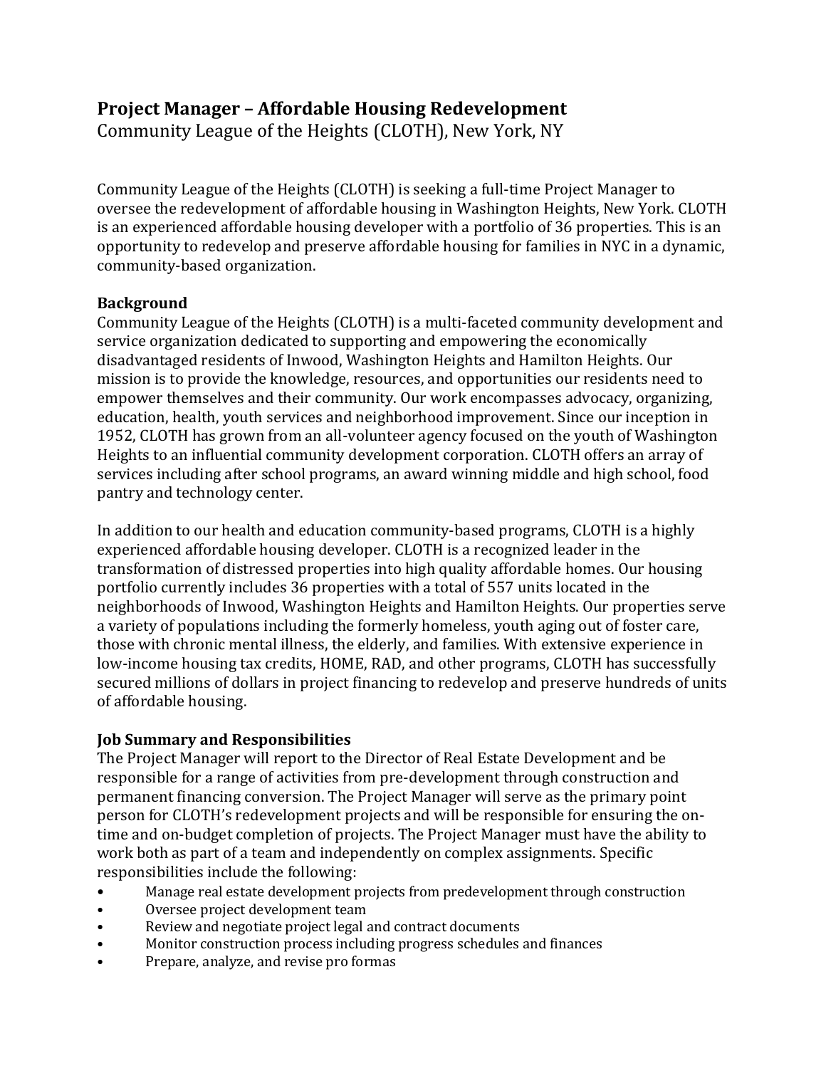# Project Manager – Affordable Housing Redevelopment

Community League of the Heights (CLOTH), New York, NY

Community League of the Heights (CLOTH) is seeking a full-time Project Manager to oversee the redevelopment of affordable housing in Washington Heights, New York. CLOTH is an experienced affordable housing developer with a portfolio of 36 properties. This is an opportunity to redevelop and preserve affordable housing for families in NYC in a dynamic, community-based organization.

## Background

Community League of the Heights (CLOTH) is a multi-faceted community development and service organization dedicated to supporting and empowering the economically disadvantaged residents of Inwood, Washington Heights and Hamilton Heights. Our mission is to provide the knowledge, resources, and opportunities our residents need to empower themselves and their community. Our work encompasses advocacy, organizing, education, health, youth services and neighborhood improvement. Since our inception in 1952, CLOTH has grown from an all-volunteer agency focused on the youth of Washington Heights to an influential community development corporation. CLOTH offers an array of services including after school programs, an award winning middle and high school, food pantry and technology center.

In addition to our health and education community-based programs, CLOTH is a highly experienced affordable housing developer. CLOTH is a recognized leader in the transformation of distressed properties into high quality affordable homes. Our housing portfolio currently includes 36 properties with a total of 557 units located in the neighborhoods of Inwood, Washington Heights and Hamilton Heights. Our properties serve a variety of populations including the formerly homeless, youth aging out of foster care, those with chronic mental illness, the elderly, and families. With extensive experience in low-income housing tax credits, HOME, RAD, and other programs, CLOTH has successfully secured millions of dollars in project financing to redevelop and preserve hundreds of units of affordable housing.

## Job Summary and Responsibilities

The Project Manager will report to the Director of Real Estate Development and be responsible for a range of activities from pre-development through construction and permanent financing conversion. The Project Manager will serve as the primary point person for CLOTH's redevelopment projects and will be responsible for ensuring the on-time and on-budget completion of projects. The Project Manager must have the ability to work both as part of a team and independently on complex assignments. Specific responsibilities include the following:

- Manage real estate development projects from predevelopment through construction
- Oversee project development team
- Review and negotiate project legal and contract documents
- Monitor construction process including progress schedules and finances
- Prepare, analyze, and revise pro formas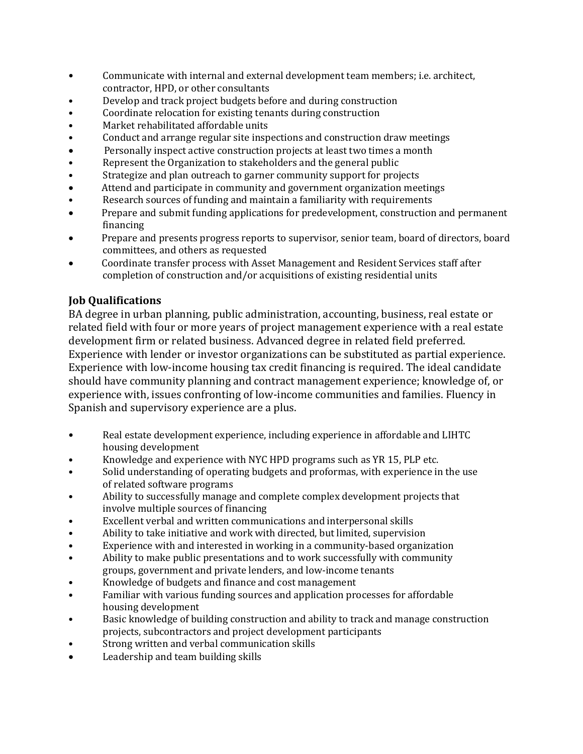- Communicate with internal and external development team members; i.e. architect, contractor, HPD, or other consultants
- Develop and track project budgets before and during construction
- Coordinate relocation for existing tenants during construction
- Market rehabilitated affordable units
- Conduct and arrange regular site inspections and construction draw meetings
- Personally inspect active construction projects at least two times a month
- Represent the Organization to stakeholders and the general public
- Strategize and plan outreach to garner community support for projects
- Attend and participate in community and government organization meetings
- Research sources of funding and maintain a familiarity with requirements
- Prepare and submit funding applications for predevelopment, construction and permanent financing
- Prepare and presents progress reports to supervisor, senior team, board of directors, board committees, and others as requested
- Coordinate transfer process with Asset Management and Resident Services staff after completion of construction and/or acquisitions of existing residential units

## Job Qualifications

BA degree in urban planning, public administration, accounting, business, real estate or related field with four or more years of project management experience with a real estate development firm or related business. Advanced degree in related field preferred. Experience with lender or investor organizations can be substituted as partial experience. Experience with low-income housing tax credit financing is required. The ideal candidate should have community planning and contract management experience; knowledge of, or experience with, issues confronting of low-income communities and families. Fluency in Spanish and supervisory experience are a plus.

- Real estate development experience, including experience in affordable and LIHTC housing development
- Knowledge and experience with NYC HPD programs such as YR 15, PLP etc.
- Solid understanding of operating budgets and proformas, with experience in the use of related software programs
- Ability to successfully manage and complete complex development projects that involve multiple sources of financing
- Excellent verbal and written communications and interpersonal skills
- Ability to take initiative and work with directed, but limited, supervision
- Experience with and interested in working in a community-based organization
- Ability to make public presentations and to work successfully with community groups, government and private lenders, and low-income tenants
- Knowledge of budgets and finance and cost management
- Familiar with various funding sources and application processes for affordable housing development
- Basic knowledge of building construction and ability to track and manage construction projects, subcontractors and project development participants
- Strong written and verbal communication skills
- Leadership and team building skills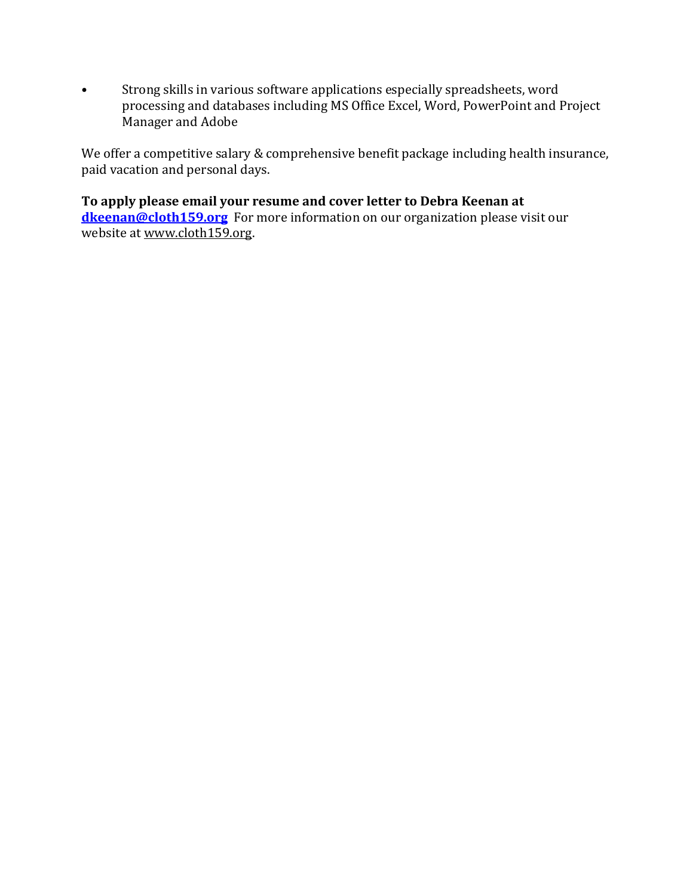- Strong skills in various software applications especially spreadsheets, word processing and databases including MS Office Excel, Word, PowerPoint and Project Manager and Adobe

We offer a competitive salary & comprehensive benefit package including health insurance, paid vacation and personal days.

**To apply please email your resume and cover letter to Debra Keenan at [dkeenan@cloth159.org](mailto:dkeenan@cloth159.org)** For more information on our organization please visit our website at www.cloth159.org.